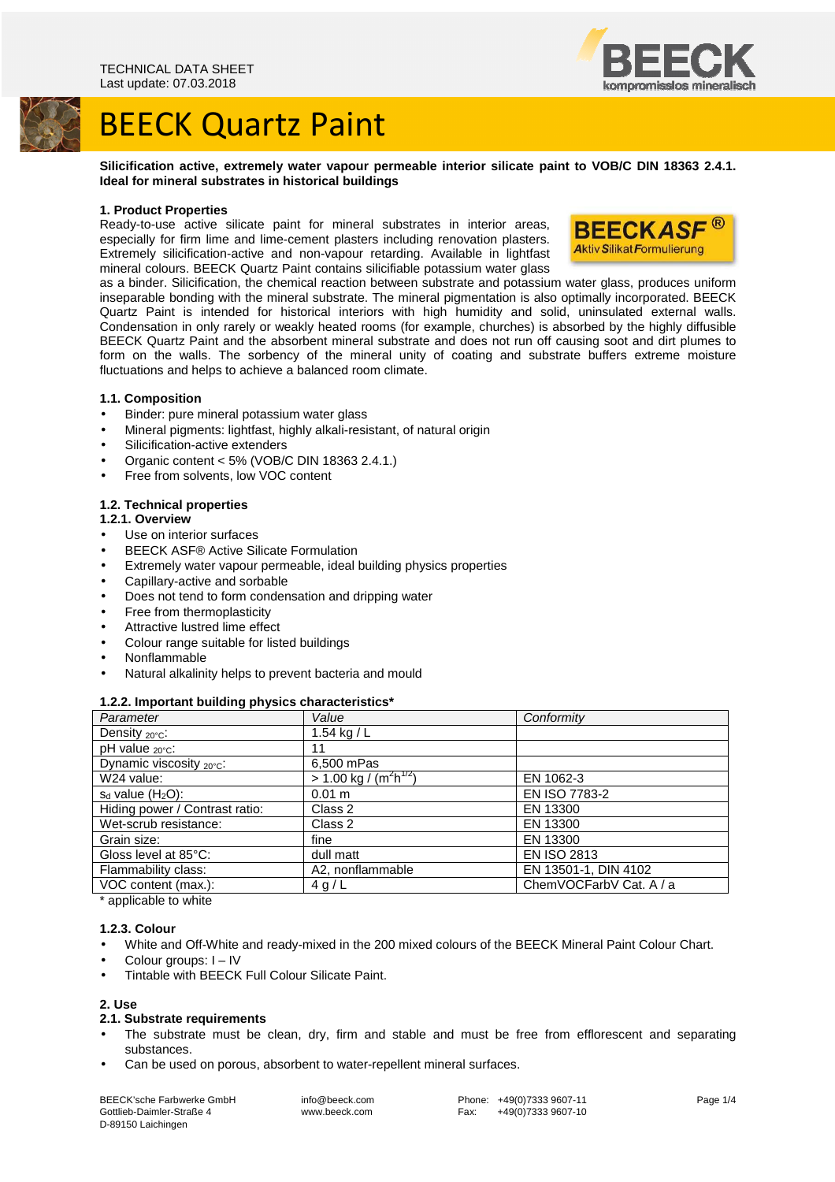TECHNICAL DATA SHEET
Last update: 07.03.2018

BEECK kompromisslos mineralisch

# BEECK Quartz Paint

**Silicification active, extremely water vapour permeable interior silicate paint to VOB/C DIN 18363 2.4.1. Ideal for mineral substrates in historical buildings**

## 1. Product Properties

BEECK ASF® Aktiv Silikat Formulierung

Ready-to-use active silicate paint for mineral substrates in interior areas, especially for firm lime and lime-cement plasters including renovation plasters. Extremely silicification-active and non-vapour retarding. Available in lightfast mineral colours. BEECK Quartz Paint contains silicifiable potassium water glass as a binder. Silicification, the chemical reaction between substrate and potassium water glass, produces uniform inseparable bonding with the mineral substrate. The mineral pigmentation is also optimally incorporated. BEECK Quartz Paint is intended for historical interiors with high humidity and solid, uninsulated external walls. Condensation in only rarely or weakly heated rooms (for example, churches) is absorbed by the highly diffusible BEECK Quartz Paint and the absorbent mineral substrate and does not run off causing soot and dirt plumes to form on the walls. The sorbency of the mineral unity of coating and substrate buffers extreme moisture fluctuations and helps to achieve a balanced room climate.

### 1.1. Composition

- Binder: pure mineral potassium water glass
- Mineral pigments: lightfast, highly alkali-resistant, of natural origin
- Silicification-active extenders
- Organic content < 5% (VOB/C DIN 18363 2.4.1.)
- Free from solvents, low VOC content

### 1.2. Technical properties

#### 1.2.1. Overview

- Use on interior surfaces
- BEECK ASF® Active Silicate Formulation
- Extremely water vapour permeable, ideal building physics properties
- Capillary-active and sorbable
- Does not tend to form condensation and dripping water
- Free from thermoplasticity
- Attractive lustred lime effect
- Colour range suitable for listed buildings
- Nonflammable
- Natural alkalinity helps to prevent bacteria and mould

#### 1.2.2. Important building physics characteristics*

| *Parameter* | *Value* | *Conformity* |
|---|---|---|
| Density $_{20°C}$: | 1.54 kg / L | |
| pH value $_{20°C}$: | 11 | |
| Dynamic viscosity $_{20°C}$: | 6,500 mPas | |
| W24 value: | > 1.00 kg / ($m^2h^{1/2}$) | EN 1062-3 |
| $s_d$ value ($H_2O$): | 0.01 m | EN ISO 7783-2 |
| Hiding power / Contrast ratio: | Class 2 | EN 13300 |
| Wet-scrub resistance: | Class 2 | EN 13300 |
| Grain size: | fine | EN 13300 |
| Gloss level at 85°C: | dull matt | EN ISO 2813 |
| Flammability class: | A2, nonflammable | EN 13501-1, DIN 4102 |
| VOC content (max.): | 4 g / L | ChemVOCFarbV Cat. A / a |

\* applicable to white

#### 1.2.3. Colour

- White and Off-White and ready-mixed in the 200 mixed colours of the BEECK Mineral Paint Colour Chart.
- Colour groups: I – IV
- Tintable with BEECK Full Colour Silicate Paint.

## 2. Use

### 2.1. Substrate requirements

- The substrate must be clean, dry, firm and stable and must be free from efflorescent and separating substances.
- Can be used on porous, absorbent to water-repellent mineral surfaces.

BEECK'sche Farbwerke GmbH
Gottlieb-Daimler-Straße 4
D-89150 Laichingen

info@beeck.com
www.beeck.com

Phone: +49(0)7333 9607-11
Fax: +49(0)7333 9607-10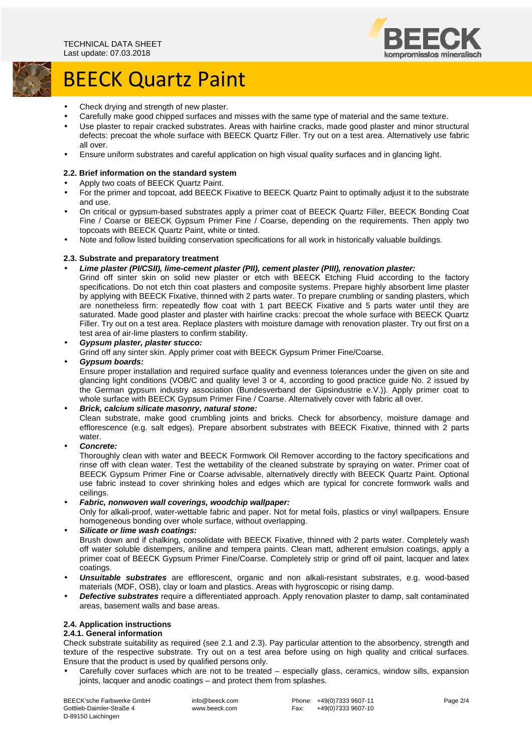- Check drying and strength of new plaster.
- Carefully make good chipped surfaces and misses with the same type of material and the same texture.
- Use plaster to repair cracked substrates. Areas with hairline cracks, made good plaster and minor structural defects: precoat the whole surface with BEECK Quartz Filler. Try out on a test area. Alternatively use fabric all over.
- Ensure uniform substrates and careful application on high visual quality surfaces and in glancing light.

### 2.2. Brief information on the standard system

- Apply two coats of BEECK Quartz Paint.
- For the primer and topcoat, add BEECK Fixative to BEECK Quartz Paint to optimally adjust it to the substrate and use.
- On critical or gypsum-based substrates apply a primer coat of BEECK Quartz Filler, BEECK Bonding Coat Fine / Coarse or BEECK Gypsum Primer Fine / Coarse, depending on the requirements. Then apply two topcoats with BEECK Quartz Paint, white or tinted.
- Note and follow listed building conservation specifications for all work in historically valuable buildings.

### 2.3. Substrate and preparatory treatment

- ***Lime plaster (PI/CSII), lime-cement plaster (PII), cement plaster (PIII), renovation plaster:***
  Grind off sinter skin on solid new plaster or etch with BEECK Etching Fluid according to the factory specifications. Do not etch thin coat plasters and composite systems. Prepare highly absorbent lime plaster by applying with BEECK Fixative, thinned with 2 parts water. To prepare crumbling or sanding plasters, which are nonetheless firm: repeatedly flow coat with 1 part BEECK Fixative and 5 parts water until they are saturated. Made good plaster and plaster with hairline cracks: precoat the whole surface with BEECK Quartz Filler. Try out on a test area. Replace plasters with moisture damage with renovation plaster. Try out first on a test area of air-lime plasters to confirm stability.
- ***Gypsum plaster, plaster stucco:***
  Grind off any sinter skin. Apply primer coat with BEECK Gypsum Primer Fine/Coarse.
- ***Gypsum boards:***
  Ensure proper installation and required surface quality and evenness tolerances under the given on site and glancing light conditions (VOB/C and quality level 3 or 4, according to good practice guide No. 2 issued by the German gypsum industry association (Bundesverband der Gipsindustrie e.V.)). Apply primer coat to whole surface with BEECK Gypsum Primer Fine / Coarse. Alternatively cover with fabric all over.
- ***Brick, calcium silicate masonry, natural stone:***
  Clean substrate, make good crumbling joints and bricks. Check for absorbency, moisture damage and efflorescence (e.g. salt edges). Prepare absorbent substrates with BEECK Fixative, thinned with 2 parts water.
- ***Concrete:***
  Thoroughly clean with water and BEECK Formwork Oil Remover according to the factory specifications and rinse off with clean water. Test the wettability of the cleaned substrate by spraying on water. Primer coat of BEECK Gypsum Primer Fine or Coarse advisable, alternatively directly with BEECK Quartz Paint. Optional use fabric instead to cover shrinking holes and edges which are typical for concrete formwork walls and ceilings.
- ***Fabric, nonwoven wall coverings, woodchip wallpaper:***
  Only for alkali-proof, water-wettable fabric and paper. Not for metal foils, plastics or vinyl wallpapers. Ensure homogeneous bonding over whole surface, without overlapping.
- ***Silicate or lime wash coatings:***
  Brush down and if chalking, consolidate with BEECK Fixative, thinned with 2 parts water. Completely wash off water soluble distempers, aniline and tempera paints. Clean matt, adherent emulsion coatings, apply a primer coat of BEECK Gypsum Primer Fine/Coarse. Completely strip or grind off oil paint, lacquer and latex coatings.
- ***Unsuitable substrates*** are efflorescent, organic and non alkali-resistant substrates, e.g. wood-based materials (MDF, OSB), clay or loam and plastics. Areas with hygroscopic or rising damp.
- ***Defective substrates*** require a differentiated approach. Apply renovation plaster to damp, salt contaminated areas, basement walls and base areas.

### 2.4. Application instructions

#### 2.4.1. General information

Check substrate suitability as required (see 2.1 and 2.3). Pay particular attention to the absorbency, strength and texture of the respective substrate. Try out on a test area before using on high quality and critical surfaces. Ensure that the product is used by qualified persons only.

- Carefully cover surfaces which are not to be treated – especially glass, ceramics, window sills, expansion joints, lacquer and anodic coatings – and protect them from splashes.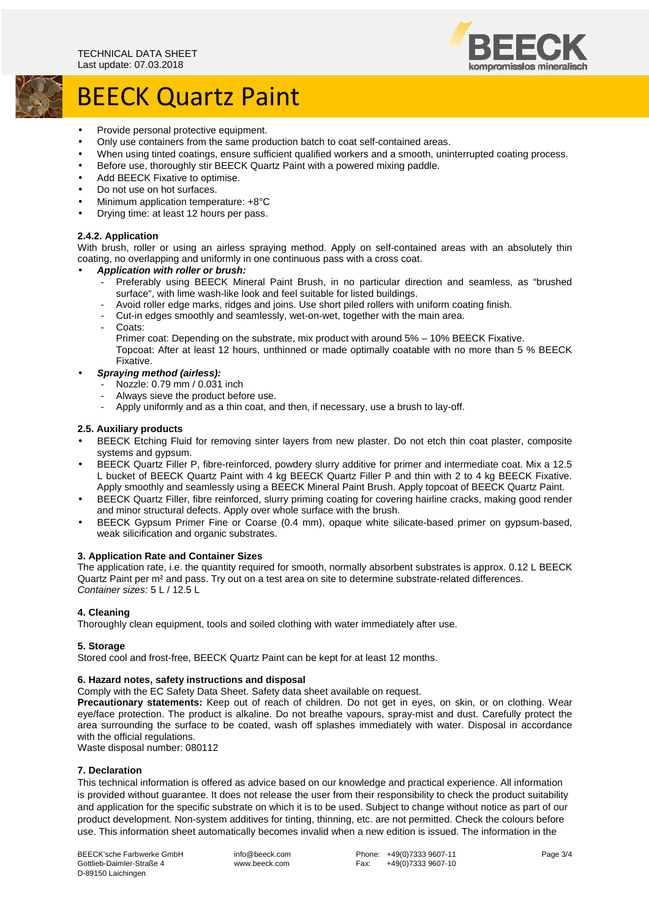- Provide personal protective equipment.
- Only use containers from the same production batch to coat self-contained areas.
- When using tinted coatings, ensure sufficient qualified workers and a smooth, uninterrupted coating process.
- Before use, thoroughly stir BEECK Quartz Paint with a powered mixing paddle.
- Add BEECK Fixative to optimise.
- Do not use on hot surfaces.
- Minimum application temperature: +8°C
- Drying time: at least 12 hours per pass.

#### 2.4.2. Application

With brush, roller or using an airless spraying method. Apply on self-contained areas with an absolutely thin coating, no overlapping and uniformly in one continuous pass with a cross coat.

- ***Application with roller or brush:***
  - Preferably using BEECK Mineral Paint Brush, in no particular direction and seamless, as "brushed surface", with lime wash-like look and feel suitable for listed buildings.
  - Avoid roller edge marks, ridges and joins. Use short piled rollers with uniform coating finish.
  - Cut-in edges smoothly and seamlessly, wet-on-wet, together with the main area.
  - Coats:
    Primer coat: Depending on the substrate, mix product with around 5% – 10% BEECK Fixative.
    Topcoat: After at least 12 hours, unthinned or made optimally coatable with no more than 5 % BEECK Fixative.
- ***Spraying method (airless):***
  - Nozzle: 0.79 mm / 0.031 inch
  - Always sieve the product before use.
  - Apply uniformly and as a thin coat, and then, if necessary, use a brush to lay-off.

#### 2.5. Auxiliary products

- BEECK Etching Fluid for removing sinter layers from new plaster. Do not etch thin coat plaster, composite systems and gypsum.
- BEECK Quartz Filler P, fibre-reinforced, powdery slurry additive for primer and intermediate coat. Mix a 12.5 L bucket of BEECK Quartz Paint with 4 kg BEECK Quartz Filler P and thin with 2 to 4 kg BEECK Fixative. Apply smoothly and seamlessly using a BEECK Mineral Paint Brush. Apply topcoat of BEECK Quartz Paint.
- BEECK Quartz Filler, fibre reinforced, slurry priming coating for covering hairline cracks, making good render and minor structural defects. Apply over whole surface with the brush.
- BEECK Gypsum Primer Fine or Coarse (0.4 mm), opaque white silicate-based primer on gypsum-based, weak silicification and organic substrates.

#### 3. Application Rate and Container Sizes

The application rate, i.e. the quantity required for smooth, normally absorbent substrates is approx. 0.12 L BEECK Quartz Paint per m² and pass. Try out on a test area on site to determine substrate-related differences.
*Container sizes:* 5 L / 12.5 L

#### 4. Cleaning

Thoroughly clean equipment, tools and soiled clothing with water immediately after use.

#### 5. Storage

Stored cool and frost-free, BEECK Quartz Paint can be kept for at least 12 months.

#### 6. Hazard notes, safety instructions and disposal

Comply with the EC Safety Data Sheet. Safety data sheet available on request.
**Precautionary statements:** Keep out of reach of children. Do not get in eyes, on skin, or on clothing. Wear eye/face protection. The product is alkaline. Do not breathe vapours, spray-mist and dust. Carefully protect the area surrounding the surface to be coated, wash off splashes immediately with water. Disposal in accordance with the official regulations.
Waste disposal number: 080112

#### 7. Declaration

This technical information is offered as advice based on our knowledge and practical experience. All information is provided without guarantee. It does not release the user from their responsibility to check the product suitability and application for the specific substrate on which it is to be used. Subject to change without notice as part of our product development. Non-system additives for tinting, thinning, etc. are not permitted. Check the colours before use. This information sheet automatically becomes invalid when a new edition is issued. The information in the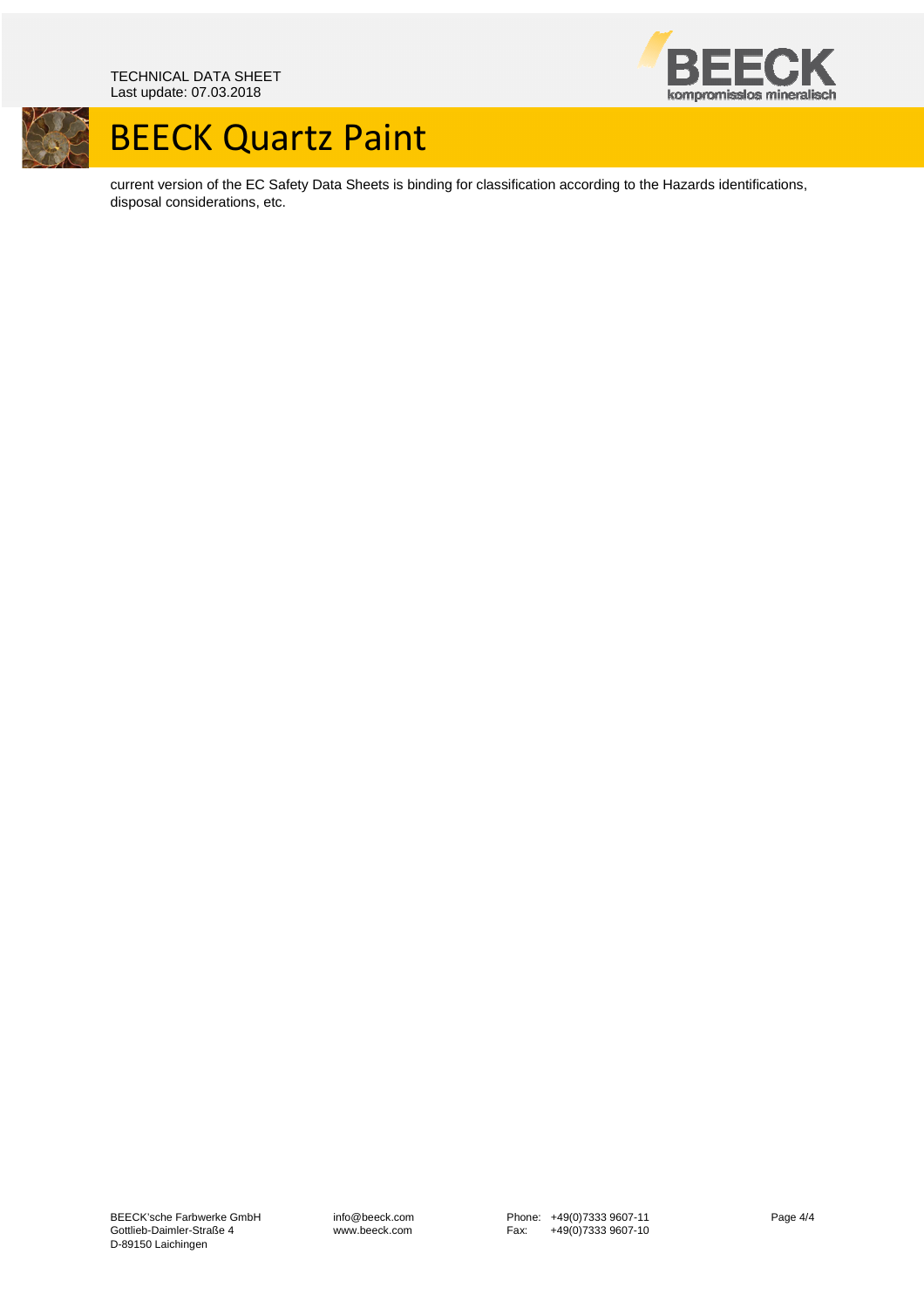current version of the EC Safety Data Sheets is binding for classification according to the Hazards identifications, disposal considerations, etc.